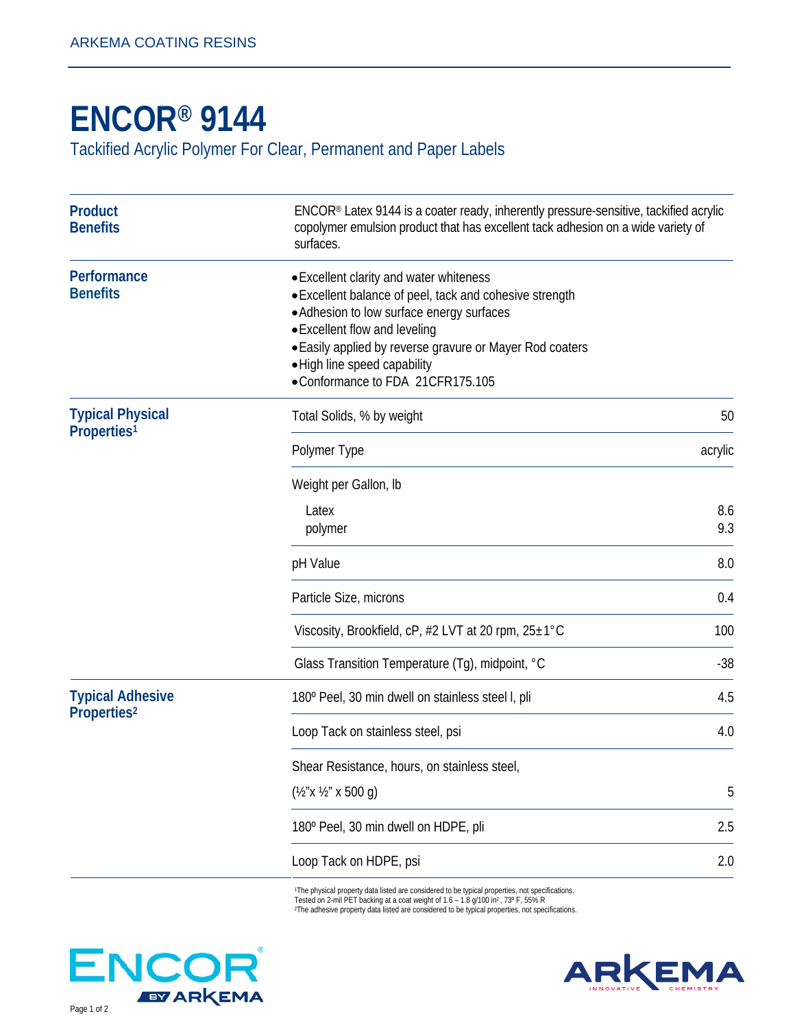ARKEMA COATING RESINS

# ENCOR® 9144

## Tackified Acrylic Polymer For Clear, Permanent and Paper Labels

### Product Benefits

ENCOR® Latex 9144 is a coater ready, inherently pressure-sensitive, tackified acrylic copolymer emulsion product that has excellent tack adhesion on a wide variety of surfaces.

### Performance Benefits

- Excellent clarity and water whiteness
- Excellent balance of peel, tack and cohesive strength
- Adhesion to low surface energy surfaces
- Excellent flow and leveling
- Easily applied by reverse gravure or Mayer Rod coaters
- High line speed capability
- Conformance to FDA 21CFR175.105

### Typical Physical Properties[1]

| Property | Value |
| --- | --- |
| Total Solids, % by weight | 50 |
| Polymer Type | acrylic |
| Weight per Gallon, lb | |
| Latex | 8.6 |
| polymer | 9.3 |
| pH Value | 8.0 |
| Particle Size, microns | 0.4 |
| Viscosity, Brookfield, cP, #2 LVT at 20 rpm, 25±1°C | 100 |
| Glass Transition Temperature (Tg), midpoint, °C | -38 |

### Typical Adhesive Properties[2]

| Property | Value |
| --- | --- |
| 180º Peel, 30 min dwell on stainless steel l, pli | 4.5 |
| Loop Tack on stainless steel, psi | 4.0 |
| Shear Resistance, hours, on stainless steel, (½"x ½" x 500 g) | 5 |
| 180º Peel, 30 min dwell on HDPE, pli | 2.5 |
| Loop Tack on HDPE, psi | 2.0 |

[1]The physical property data listed are considered to be typical properties, not specifications.
Tested on 2-mil PET backing at a coat weight of 1.6 – 1.8 g/100 in², 73º F, 55% R
[2]The adhesive property data listed are considered to be typical properties, not specifications.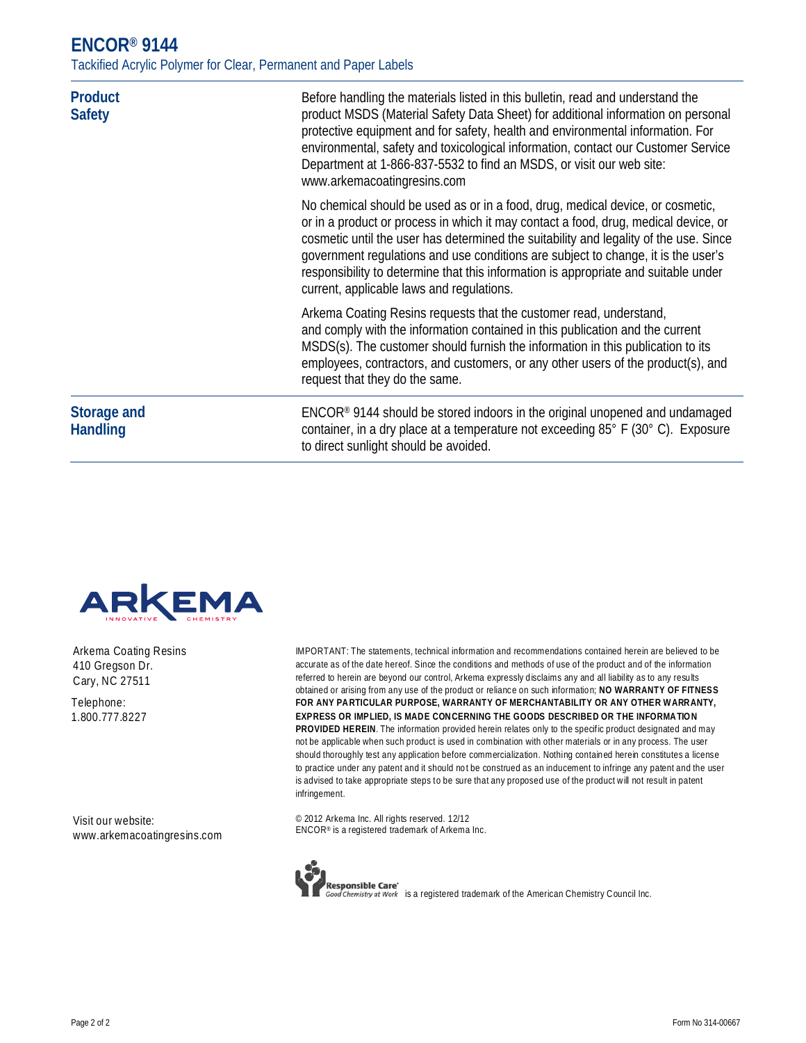# ENCOR® 9144

Tackified Acrylic Polymer for Clear, Permanent and Paper Labels

## Product Safety

Before handling the materials listed in this bulletin, read and understand the product MSDS (Material Safety Data Sheet) for additional information on personal protective equipment and for safety, health and environmental information. For environmental, safety and toxicological information, contact our Customer Service Department at 1-866-837-5532 to find an MSDS, or visit our web site: www.arkemacoatingresins.com

No chemical should be used as or in a food, drug, medical device, or cosmetic, or in a product or process in which it may contact a food, drug, medical device, or cosmetic until the user has determined the suitability and legality of the use. Since government regulations and use conditions are subject to change, it is the user's responsibility to determine that this information is appropriate and suitable under current, applicable laws and regulations.

Arkema Coating Resins requests that the customer read, understand, and comply with the information contained in this publication and the current MSDS(s). The customer should furnish the information in this publication to its employees, contractors, and customers, or any other users of the product(s), and request that they do the same.

## Storage and Handling

ENCOR® 9144 should be stored indoors in the original unopened and undamaged container, in a dry place at a temperature not exceeding 85° F (30° C). Exposure to direct sunlight should be avoided.

ARKEMA
INNOVATIVE CHEMISTRY

Arkema Coating Resins
410 Gregson Dr.
Cary, NC 27511

Telephone:
1.800.777.8227

Visit our website:
www.arkemacoatingresins.com

IMPORTANT: The statements, technical information and recommendations contained herein are believed to be accurate as of the date hereof. Since the conditions and methods of use of the product and of the information referred to herein are beyond our control, Arkema expressly disclaims any and all liability as to any results obtained or arising from any use of the product or reliance on such information; **NO WARRANTY OF FITNESS FOR ANY PARTICULAR PURPOSE, WARRANTY OF MERCHANTABILITY OR ANY OTHER WARRANTY, EXPRESS OR IMPLIED, IS MADE CONCERNING THE GOODS DESCRIBED OR THE INFORMATION PROVIDED HEREIN**. The information provided herein relates only to the specific product designated and may not be applicable when such product is used in combination with other materials or in any process. The user should thoroughly test any application before commercialization. Nothing contained herein constitutes a license to practice under any patent and it should not be construed as an inducement to infringe any patent and the user is advised to take appropriate steps to be sure that any proposed use of the product will not result in patent infringement.

© 2012 Arkema Inc. All rights reserved. 12/12
ENCOR® is a registered trademark of Arkema Inc.

Responsible Care® Good Chemistry at Work is a registered trademark of the American Chemistry Council Inc.

Form No 314-00667